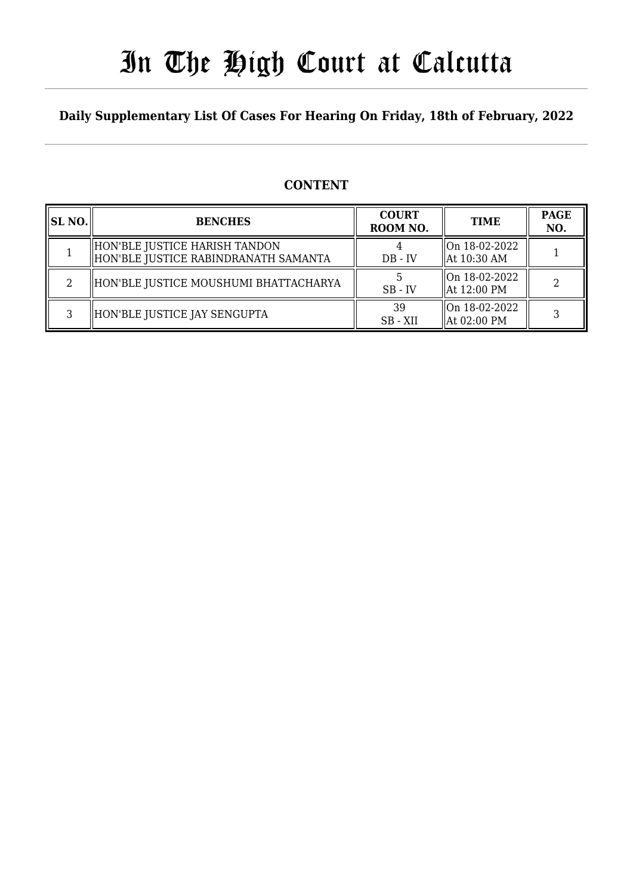# In The High Court at Calcutta

## Daily Supplementary List Of Cases For Hearing On Friday, 18th of February, 2022

### CONTENT

| SL NO. | BENCHES | COURT ROOM NO. | TIME | PAGE NO. |
|---|---|---|---|---|
| 1 | HON'BLE JUSTICE HARISH TANDON<br>HON'BLE JUSTICE RABINDRANATH SAMANTA | 4<br>DB - IV | On 18-02-2022<br>At 10:30 AM | 1 |
| 2 | HON'BLE JUSTICE MOUSHUMI BHATTACHARYA | 5<br>SB - IV | On 18-02-2022<br>At 12:00 PM | 2 |
| 3 | HON'BLE JUSTICE JAY SENGUPTA | 39<br>SB - XII | On 18-02-2022<br>At 02:00 PM | 3 |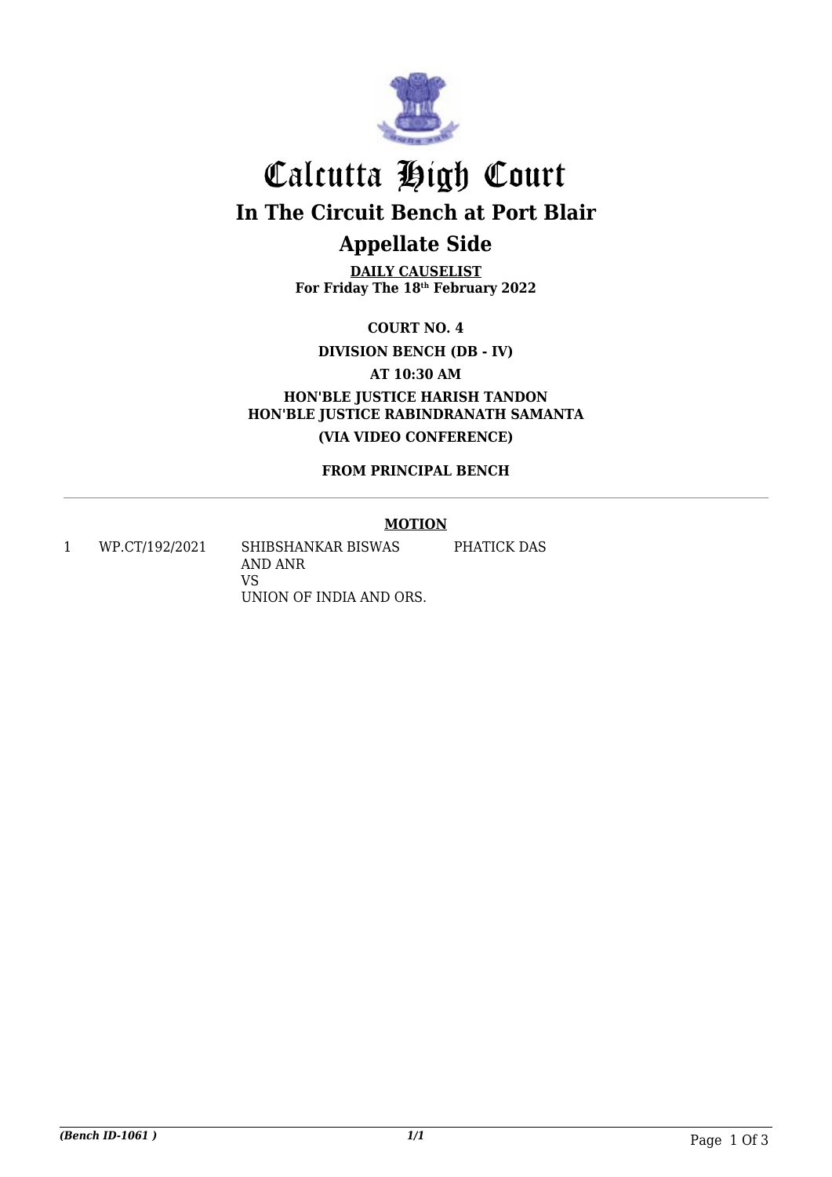# Calcutta High Court

## In The Circuit Bench at Port Blair

## Appellate Side

**DAILY CAUSELIST**
**For Friday The 18th February 2022**

**COURT NO. 4**

**DIVISION BENCH (DB - IV)**

**AT 10:30 AM**

**HON'BLE JUSTICE HARISH TANDON**
**HON'BLE JUSTICE RABINDRANATH SAMANTA**

**(VIA VIDEO CONFERENCE)**

**FROM PRINCIPAL BENCH**

---

**MOTION**

| | | | |
|---|---|---|---|
| 1 | WP.CT/192/2021 | SHIBSHANKAR BISWAS AND ANR<br>VS<br>UNION OF INDIA AND ORS. | PHATICK DAS |

*(Bench ID-1061 )* *1/1*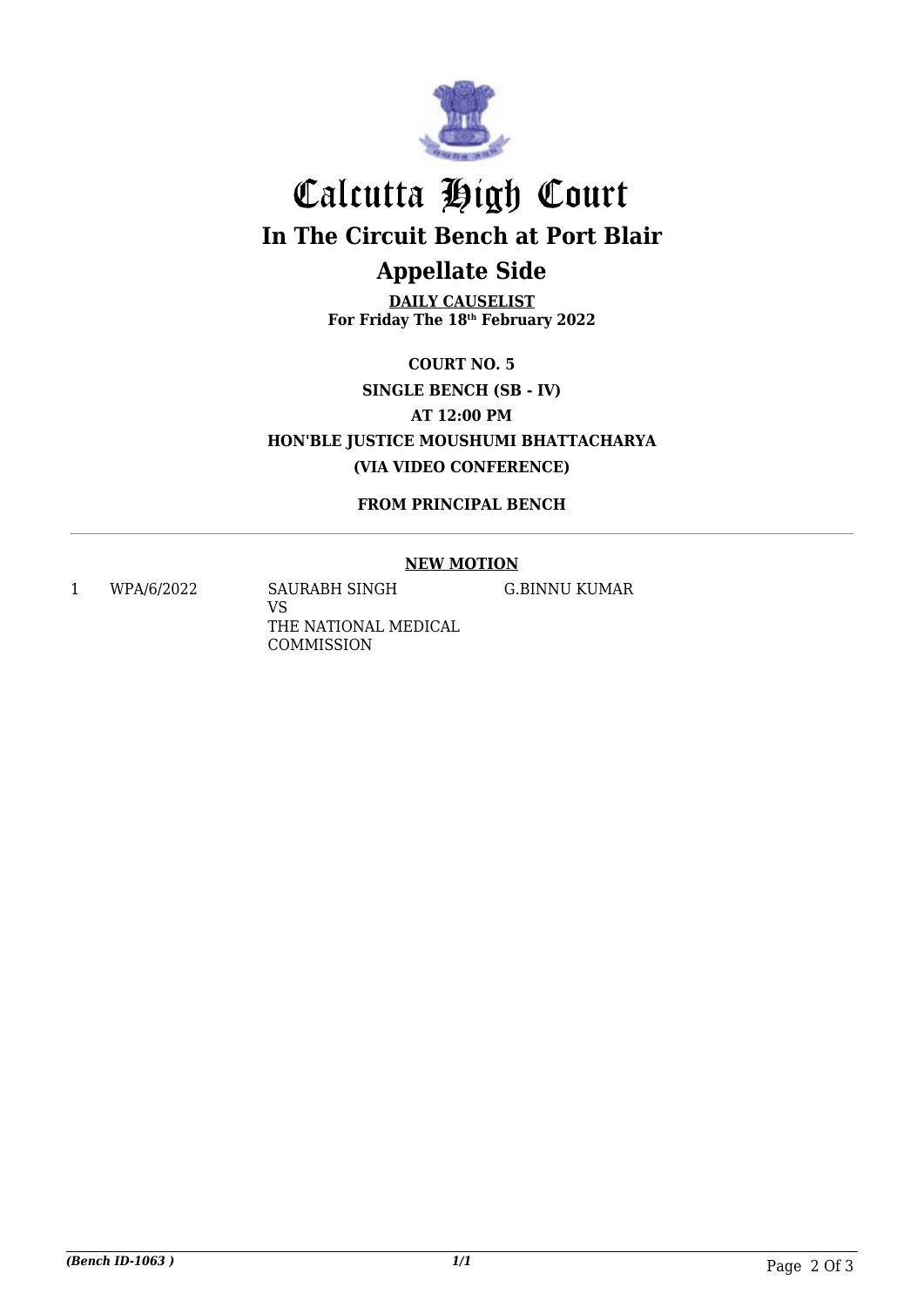# Calcutta High Court

## In The Circuit Bench at Port Blair

## Appellate Side

**DAILY CAUSELIST**
**For Friday The 18th February 2022**

**COURT NO. 5**

**SINGLE BENCH (SB - IV)**

**AT 12:00 PM**

**HON'BLE JUSTICE MOUSHUMI BHATTACHARYA**

**(VIA VIDEO CONFERENCE)**

**FROM PRINCIPAL BENCH**

---

**NEW MOTION**

| | | | |
|---|---|---|---|
| 1 | WPA/6/2022 | SAURABH SINGH<br>VS<br>THE NATIONAL MEDICAL COMMISSION | G.BINNU KUMAR |

*(Bench ID-1063 )* *1/1*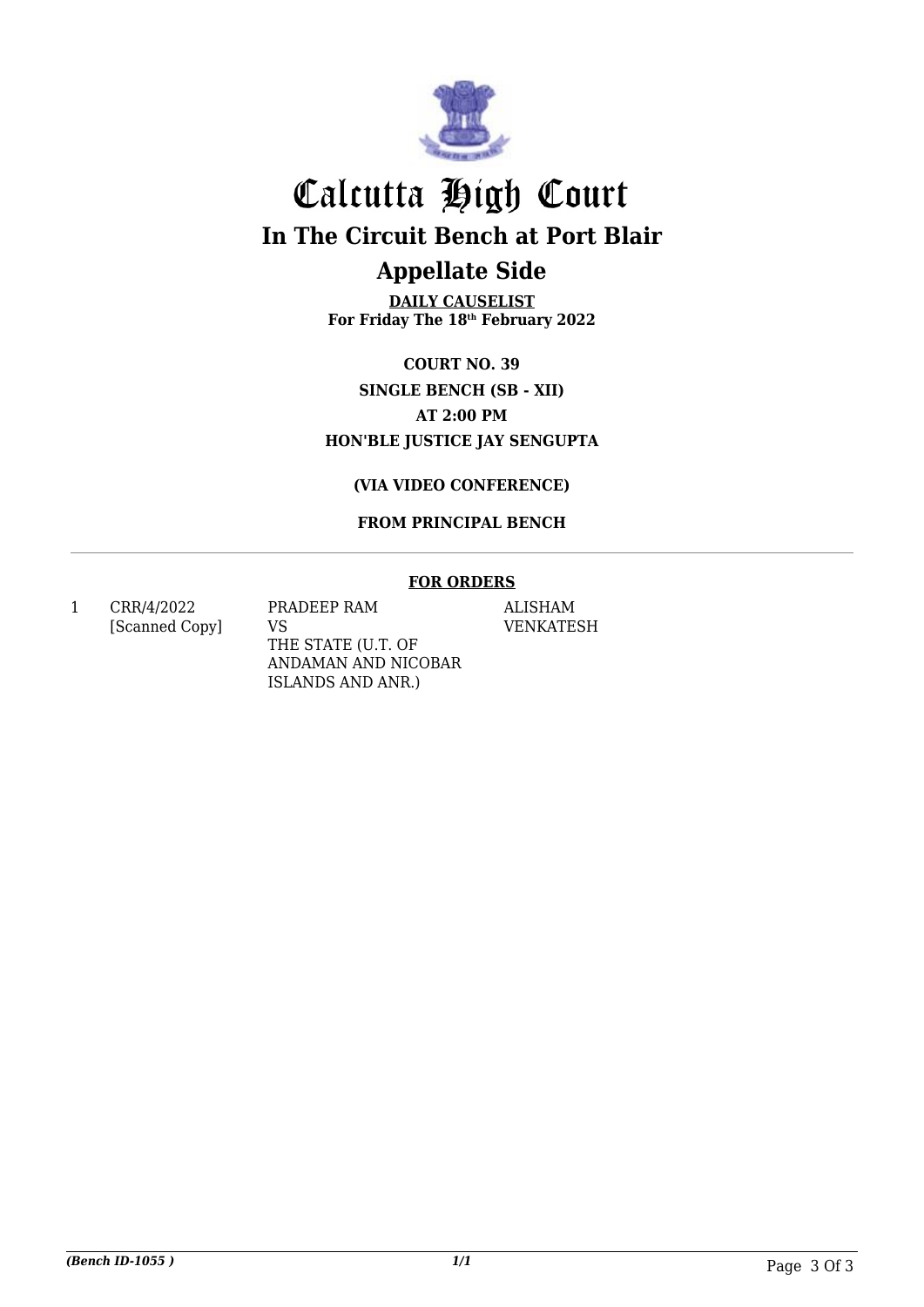# Calcutta High Court

## In The Circuit Bench at Port Blair

## Appellate Side

**DAILY CAUSELIST**
**For Friday The 18th February 2022**

**COURT NO. 39**
**SINGLE BENCH (SB - XII)**
**AT 2:00 PM**
**HON'BLE JUSTICE JAY SENGUPTA**

**(VIA VIDEO CONFERENCE)**

**FROM PRINCIPAL BENCH**

---

**FOR ORDERS**

| | | | |
|---|---|---|---|
| 1 | CRR/4/2022 [Scanned Copy] | PRADEEP RAM VS THE STATE (U.T. OF ANDAMAN AND NICOBAR ISLANDS AND ANR.) | ALISHAM VENKATESH |

*(Bench ID-1055 )*